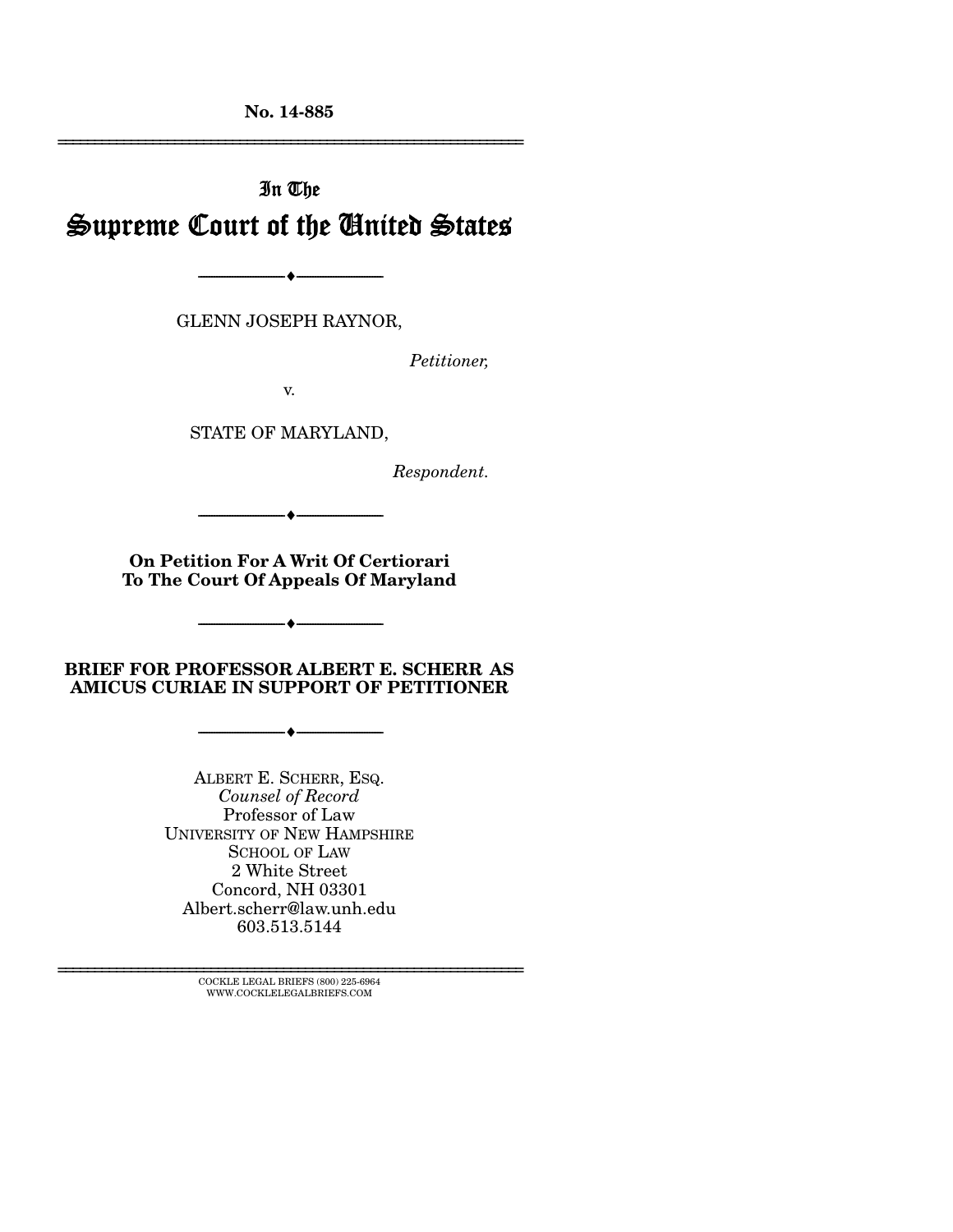**No. 14-885**

---

In The

# Supreme Court of the United States

---

GLENN JOSEPH RAYNOR,

*Petitioner,*

v.

STATE OF MARYLAND,

*Respondent.*

---

**On Petition For A Writ Of Certiorari To The Court Of Appeals Of Maryland**

---

**BRIEF FOR PROFESSOR ALBERT E. SCHERR AS AMICUS CURIAE IN SUPPORT OF PETITIONER**

---

ALBERT E. SCHERR, ESQ.
*Counsel of Record*
Professor of Law
UNIVERSITY OF NEW HAMPSHIRE
SCHOOL OF LAW
2 White Street
Concord, NH 03301
Albert.scherr@law.unh.edu
603.513.5144

---

COCKLE LEGAL BRIEFS (800) 225-6964
WWW.COCKLELEGALBRIEFS.COM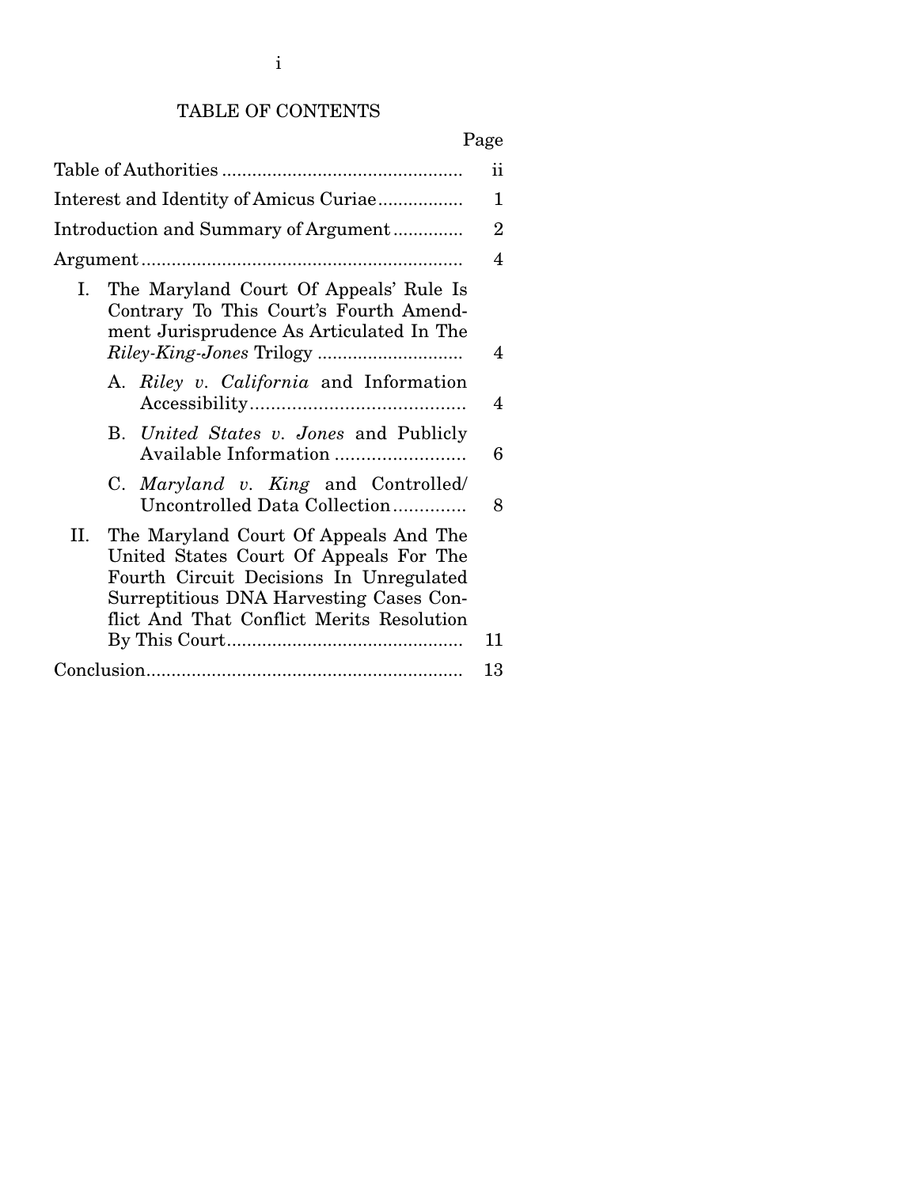# TABLE OF CONTENTS

| | Page |
|---|---|
| Table of Authorities | ii |
| Interest and Identity of Amicus Curiae | 1 |
| Introduction and Summary of Argument | 2 |
| Argument | 4 |
| I. The Maryland Court Of Appeals' Rule Is Contrary To This Court's Fourth Amendment Jurisprudence As Articulated In The *Riley-King-Jones* Trilogy | 4 |
| A. *Riley v. California* and Information Accessibility | 4 |
| B. *United States v. Jones* and Publicly Available Information | 6 |
| C. *Maryland v. King* and Controlled/Uncontrolled Data Collection | 8 |
| II. The Maryland Court Of Appeals And The United States Court Of Appeals For The Fourth Circuit Decisions In Unregulated Surreptitious DNA Harvesting Cases Conflict And That Conflict Merits Resolution By This Court | 11 |
| Conclusion | 13 |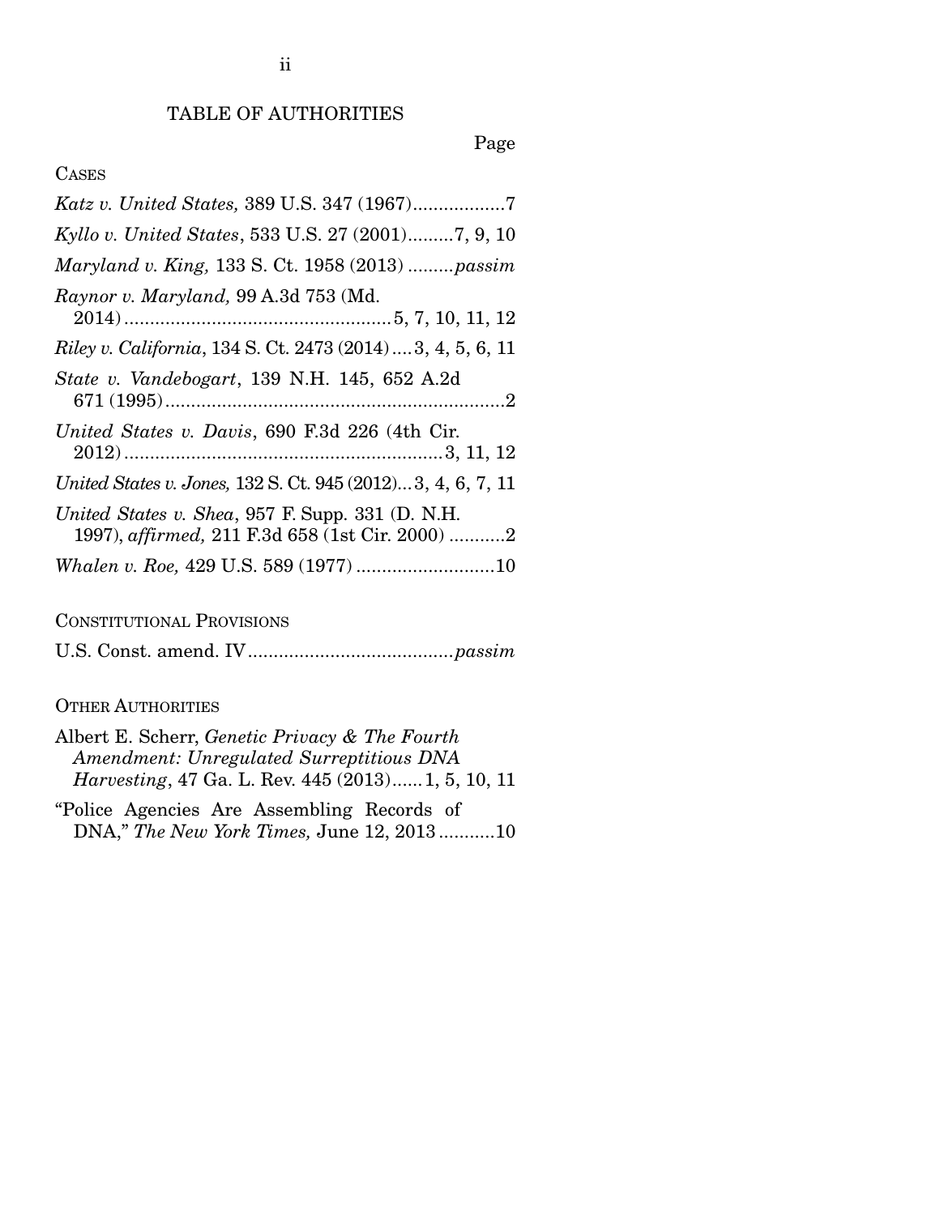# TABLE OF AUTHORITIES

Page

CASES

*Katz v. United States,* 389 U.S. 347 (1967)..................7

*Kyllo v. United States*, 533 U.S. 27 (2001).........7, 9, 10

*Maryland v. King,* 133 S. Ct. 1958 (2013) .........*passim*

*Raynor v. Maryland,* 99 A.3d 753 (Md. 2014)....................................................5, 7, 10, 11, 12

*Riley v. California*, 134 S. Ct. 2473 (2014)....3, 4, 5, 6, 11

*State v. Vandebogart*, 139 N.H. 145, 652 A.2d 671 (1995)..................................................................2

*United States v. Davis*, 690 F.3d 226 (4th Cir. 2012)..............................................................3, 11, 12

*United States v. Jones,* 132 S. Ct. 945 (2012)...3, 4, 6, 7, 11

*United States v. Shea*, 957 F. Supp. 331 (D. N.H. 1997), *affirmed,* 211 F.3d 658 (1st Cir. 2000) ...........2

*Whalen v. Roe,* 429 U.S. 589 (1977) ...........................10

CONSTITUTIONAL PROVISIONS

U.S. Const. amend. IV........................................*passim*

OTHER AUTHORITIES

Albert E. Scherr, *Genetic Privacy & The Fourth Amendment: Unregulated Surreptitious DNA Harvesting*, 47 Ga. L. Rev. 445 (2013)......1, 5, 10, 11

"Police Agencies Are Assembling Records of DNA," *The New York Times,* June 12, 2013...........10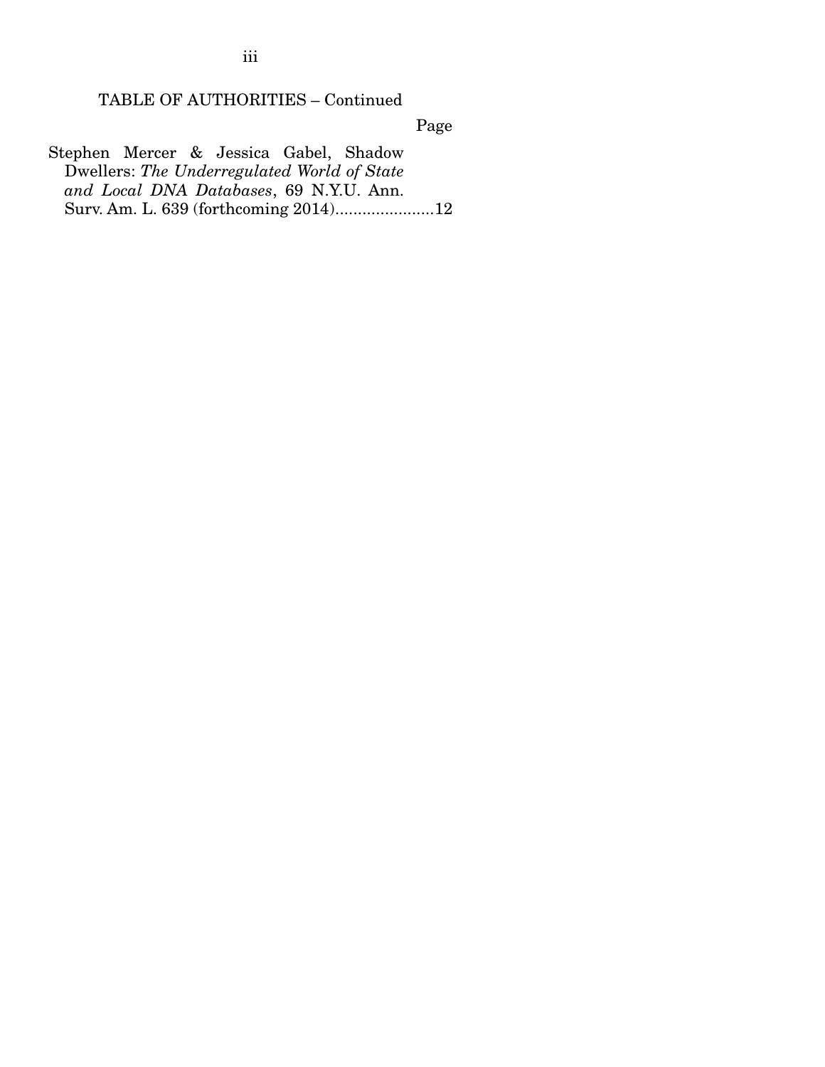TABLE OF AUTHORITIES – Continued

Page

Stephen Mercer & Jessica Gabel, Shadow Dwellers: *The Underregulated World of State and Local DNA Databases*, 69 N.Y.U. Ann. Surv. Am. L. 639 (forthcoming 2014)......................12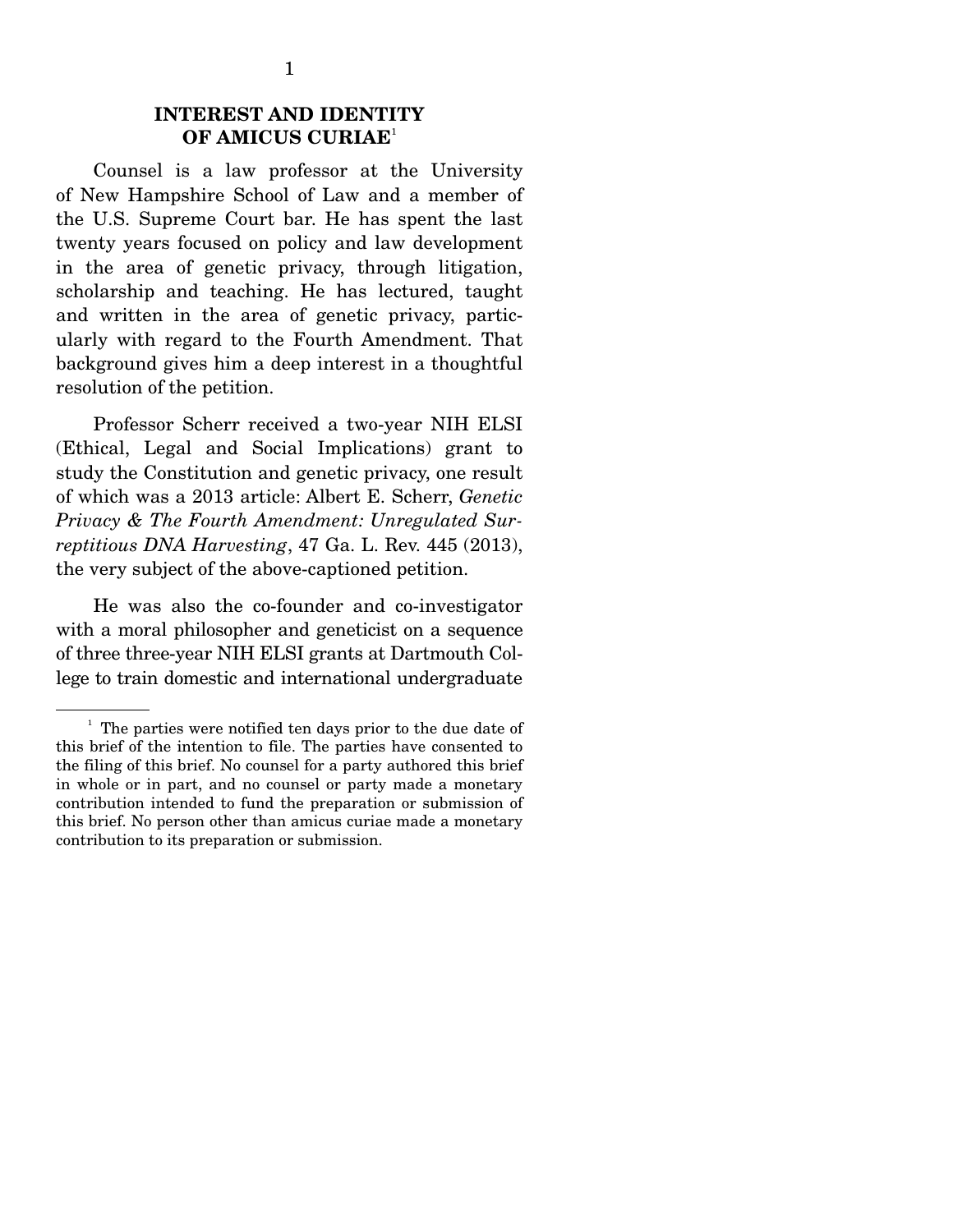## INTEREST AND IDENTITY OF AMICUS CURIAE[1]

Counsel is a law professor at the University of New Hampshire School of Law and a member of the U.S. Supreme Court bar. He has spent the last twenty years focused on policy and law development in the area of genetic privacy, through litigation, scholarship and teaching. He has lectured, taught and written in the area of genetic privacy, particularly with regard to the Fourth Amendment. That background gives him a deep interest in a thoughtful resolution of the petition.

Professor Scherr received a two-year NIH ELSI (Ethical, Legal and Social Implications) grant to study the Constitution and genetic privacy, one result of which was a 2013 article: Albert E. Scherr, *Genetic Privacy & The Fourth Amendment: Unregulated Surreptitious DNA Harvesting*, 47 Ga. L. Rev. 445 (2013), the very subject of the above-captioned petition.

He was also the co-founder and co-investigator with a moral philosopher and geneticist on a sequence of three three-year NIH ELSI grants at Dartmouth College to train domestic and international undergraduate

---

[1] The parties were notified ten days prior to the due date of this brief of the intention to file. The parties have consented to the filing of this brief. No counsel for a party authored this brief in whole or in part, and no counsel or party made a monetary contribution intended to fund the preparation or submission of this brief. No person other than amicus curiae made a monetary contribution to its preparation or submission.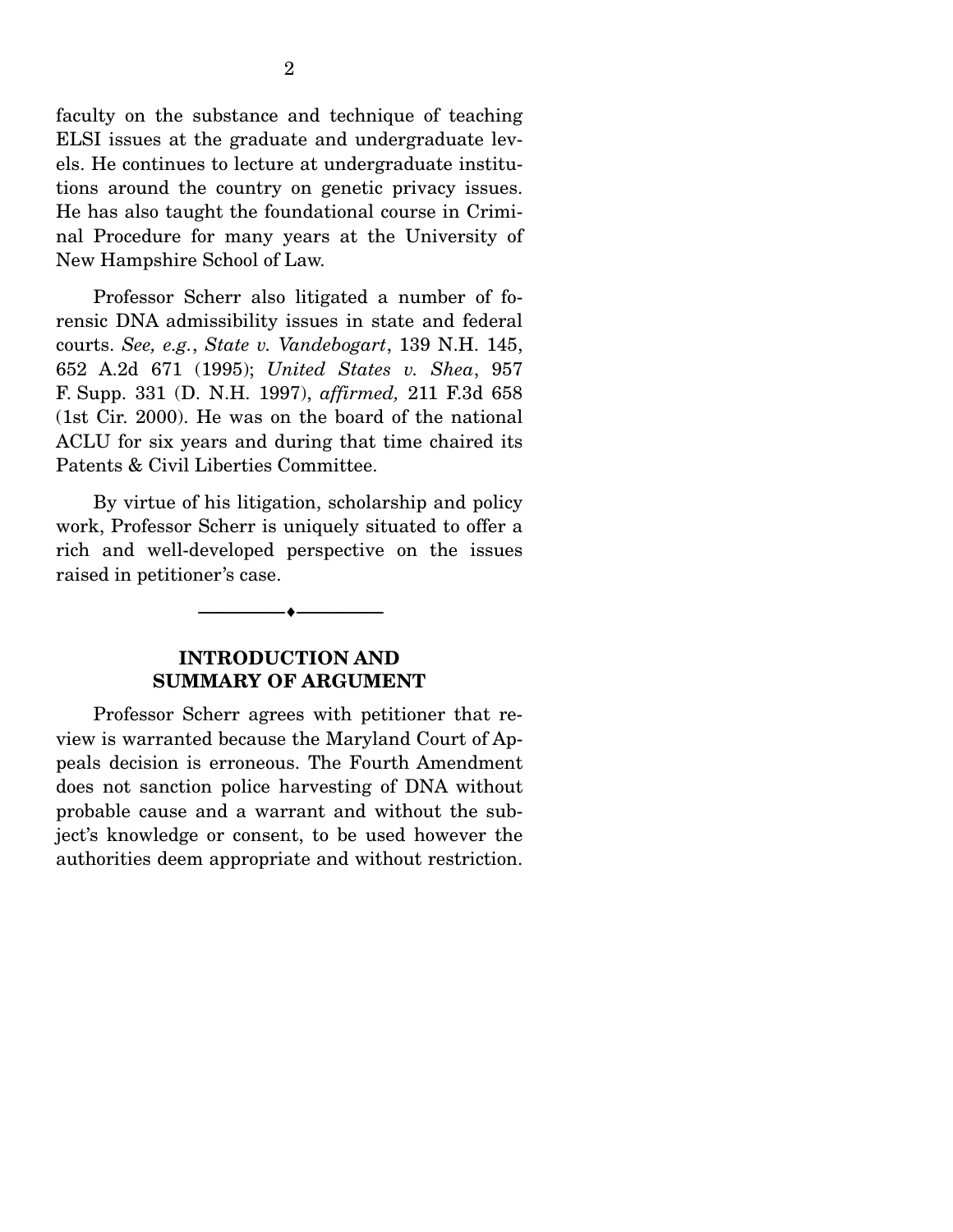faculty on the substance and technique of teaching ELSI issues at the graduate and undergraduate levels. He continues to lecture at undergraduate institutions around the country on genetic privacy issues. He has also taught the foundational course in Criminal Procedure for many years at the University of New Hampshire School of Law.

Professor Scherr also litigated a number of forensic DNA admissibility issues in state and federal courts. *See, e.g.*, *State v. Vandebogart*, 139 N.H. 145, 652 A.2d 671 (1995); *United States v. Shea*, 957 F. Supp. 331 (D. N.H. 1997), *affirmed,* 211 F.3d 658 (1st Cir. 2000). He was on the board of the national ACLU for six years and during that time chaired its Patents & Civil Liberties Committee.

By virtue of his litigation, scholarship and policy work, Professor Scherr is uniquely situated to offer a rich and well-developed perspective on the issues raised in petitioner's case.

---

## INTRODUCTION AND SUMMARY OF ARGUMENT

Professor Scherr agrees with petitioner that review is warranted because the Maryland Court of Appeals decision is erroneous. The Fourth Amendment does not sanction police harvesting of DNA without probable cause and a warrant and without the subject's knowledge or consent, to be used however the authorities deem appropriate and without restriction.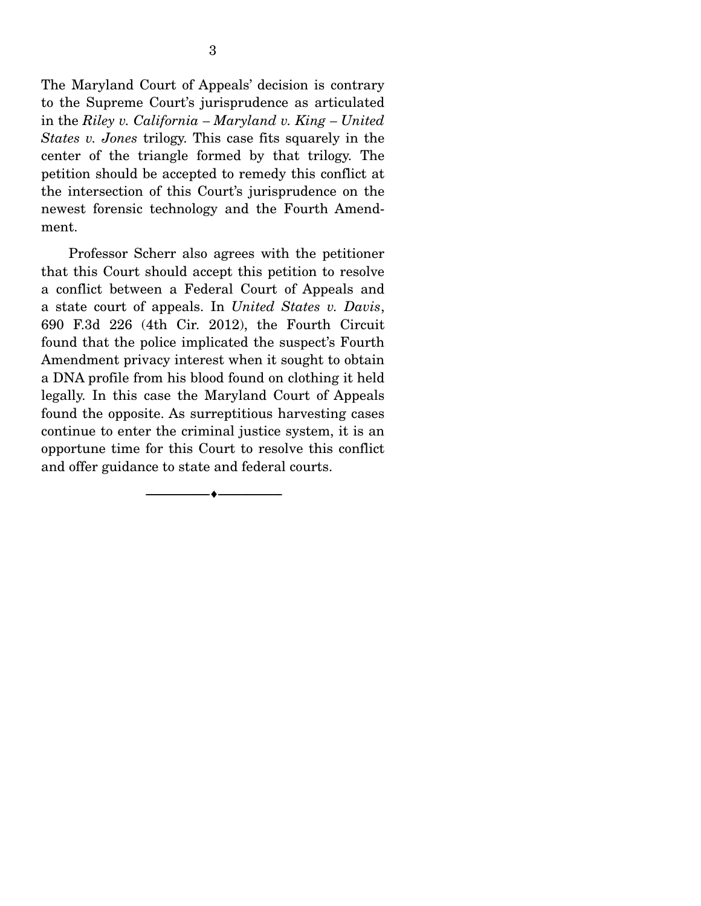The Maryland Court of Appeals' decision is contrary to the Supreme Court's jurisprudence as articulated in the *Riley v. California – Maryland v. King – United States v. Jones* trilogy. This case fits squarely in the center of the triangle formed by that trilogy. The petition should be accepted to remedy this conflict at the intersection of this Court's jurisprudence on the newest forensic technology and the Fourth Amendment.

Professor Scherr also agrees with the petitioner that this Court should accept this petition to resolve a conflict between a Federal Court of Appeals and a state court of appeals. In *United States v. Davis*, 690 F.3d 226 (4th Cir. 2012), the Fourth Circuit found that the police implicated the suspect's Fourth Amendment privacy interest when it sought to obtain a DNA profile from his blood found on clothing it held legally. In this case the Maryland Court of Appeals found the opposite. As surreptitious harvesting cases continue to enter the criminal justice system, it is an opportune time for this Court to resolve this conflict and offer guidance to state and federal courts.

---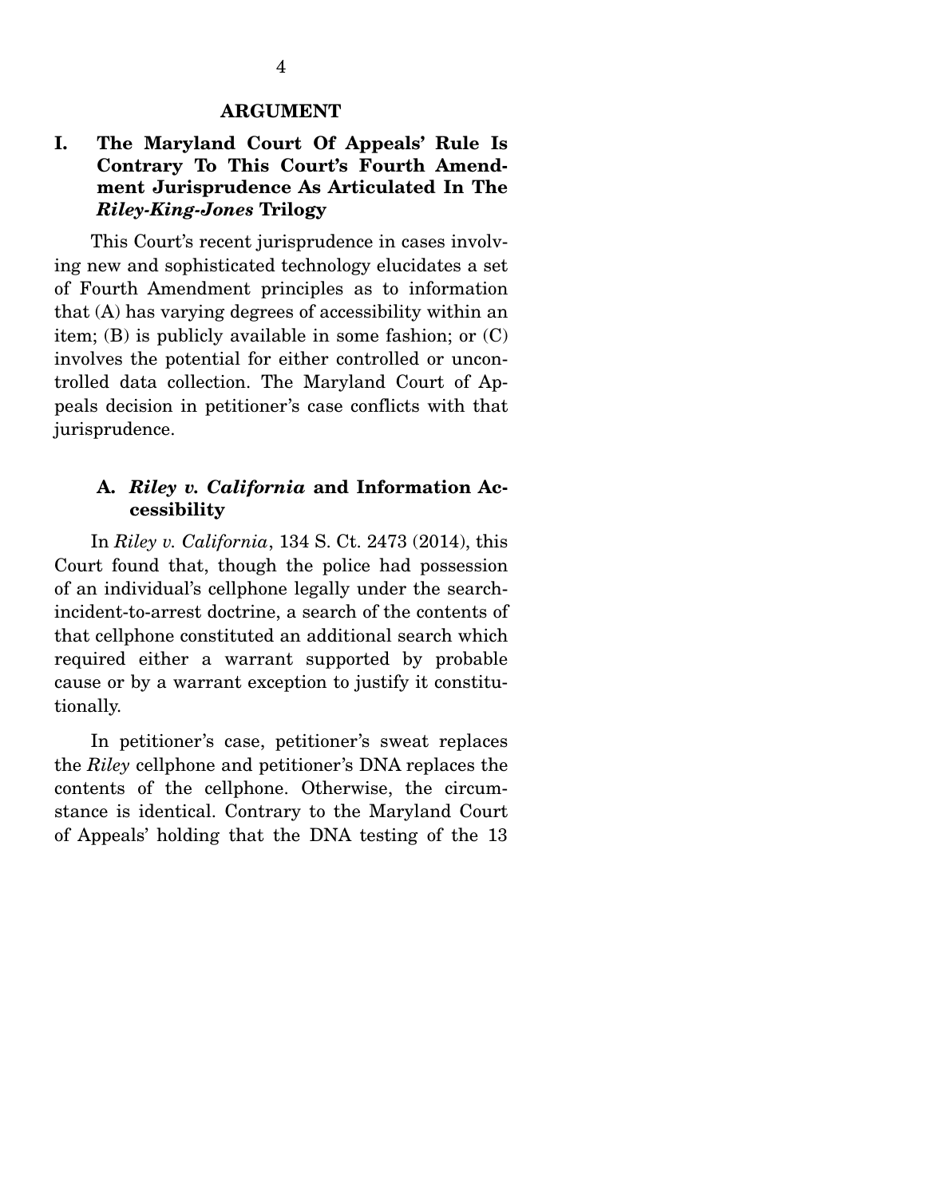## ARGUMENT

### I. The Maryland Court Of Appeals' Rule Is Contrary To This Court's Fourth Amendment Jurisprudence As Articulated In The *Riley-King-Jones* Trilogy

This Court's recent jurisprudence in cases involving new and sophisticated technology elucidates a set of Fourth Amendment principles as to information that (A) has varying degrees of accessibility within an item; (B) is publicly available in some fashion; or (C) involves the potential for either controlled or uncontrolled data collection. The Maryland Court of Appeals decision in petitioner's case conflicts with that jurisprudence.

#### A. *Riley v. California* and Information Accessibility

In *Riley v. California*, 134 S. Ct. 2473 (2014), this Court found that, though the police had possession of an individual's cellphone legally under the search-incident-to-arrest doctrine, a search of the contents of that cellphone constituted an additional search which required either a warrant supported by probable cause or by a warrant exception to justify it constitutionally.

In petitioner's case, petitioner's sweat replaces the *Riley* cellphone and petitioner's DNA replaces the contents of the cellphone. Otherwise, the circumstance is identical. Contrary to the Maryland Court of Appeals' holding that the DNA testing of the 13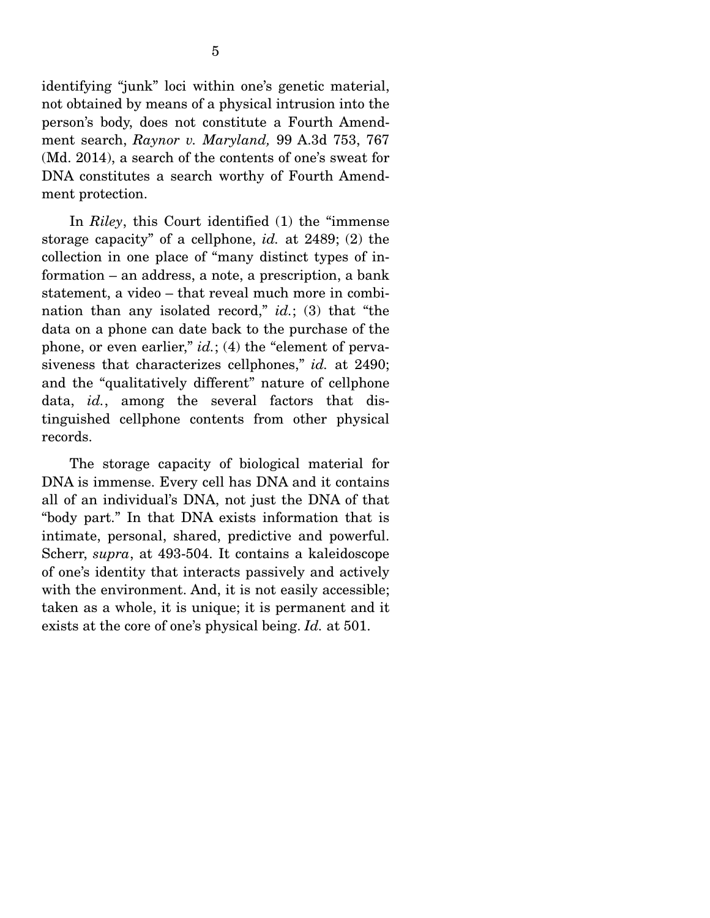identifying "junk" loci within one's genetic material, not obtained by means of a physical intrusion into the person's body, does not constitute a Fourth Amendment search, *Raynor v. Maryland,* 99 A.3d 753, 767 (Md. 2014), a search of the contents of one's sweat for DNA constitutes a search worthy of Fourth Amendment protection.

In *Riley*, this Court identified (1) the "immense storage capacity" of a cellphone, *id.* at 2489; (2) the collection in one place of "many distinct types of information – an address, a note, a prescription, a bank statement, a video – that reveal much more in combination than any isolated record," *id.*; (3) that "the data on a phone can date back to the purchase of the phone, or even earlier," *id.*; (4) the "element of pervasiveness that characterizes cellphones," *id.* at 2490; and the "qualitatively different" nature of cellphone data, *id.*, among the several factors that distinguished cellphone contents from other physical records.

The storage capacity of biological material for DNA is immense. Every cell has DNA and it contains all of an individual's DNA, not just the DNA of that "body part." In that DNA exists information that is intimate, personal, shared, predictive and powerful. Scherr, *supra*, at 493-504. It contains a kaleidoscope of one's identity that interacts passively and actively with the environment. And, it is not easily accessible; taken as a whole, it is unique; it is permanent and it exists at the core of one's physical being. *Id.* at 501.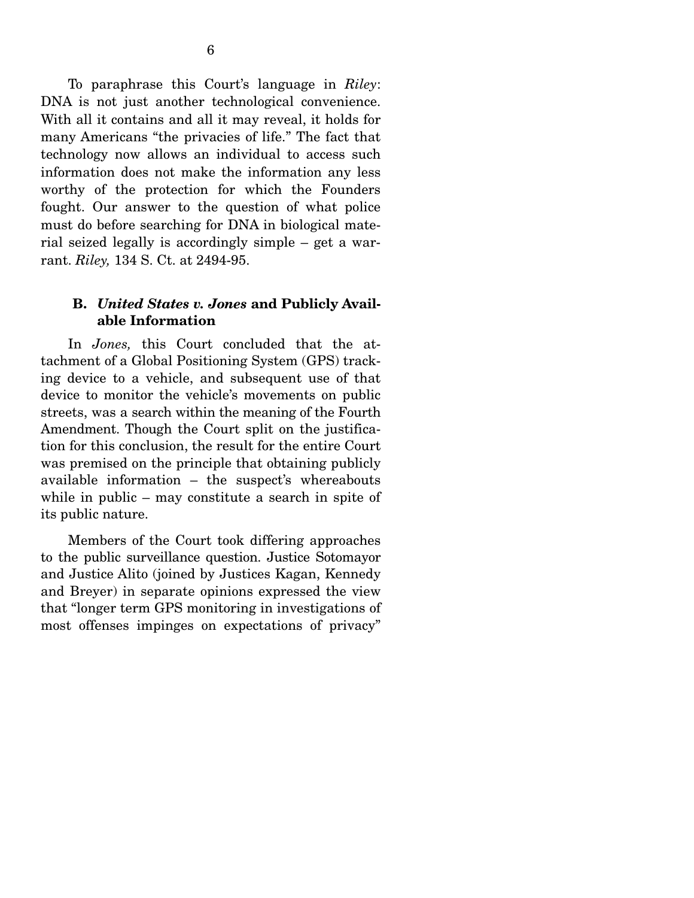To paraphrase this Court's language in *Riley*: DNA is not just another technological convenience. With all it contains and all it may reveal, it holds for many Americans "the privacies of life." The fact that technology now allows an individual to access such information does not make the information any less worthy of the protection for which the Founders fought. Our answer to the question of what police must do before searching for DNA in biological material seized legally is accordingly simple – get a warrant. *Riley,* 134 S. Ct. at 2494-95.

### B. *United States v. Jones* and Publicly Available Information

In *Jones,* this Court concluded that the attachment of a Global Positioning System (GPS) tracking device to a vehicle, and subsequent use of that device to monitor the vehicle's movements on public streets, was a search within the meaning of the Fourth Amendment. Though the Court split on the justification for this conclusion, the result for the entire Court was premised on the principle that obtaining publicly available information – the suspect's whereabouts while in public – may constitute a search in spite of its public nature.

Members of the Court took differing approaches to the public surveillance question. Justice Sotomayor and Justice Alito (joined by Justices Kagan, Kennedy and Breyer) in separate opinions expressed the view that "longer term GPS monitoring in investigations of most offenses impinges on expectations of privacy"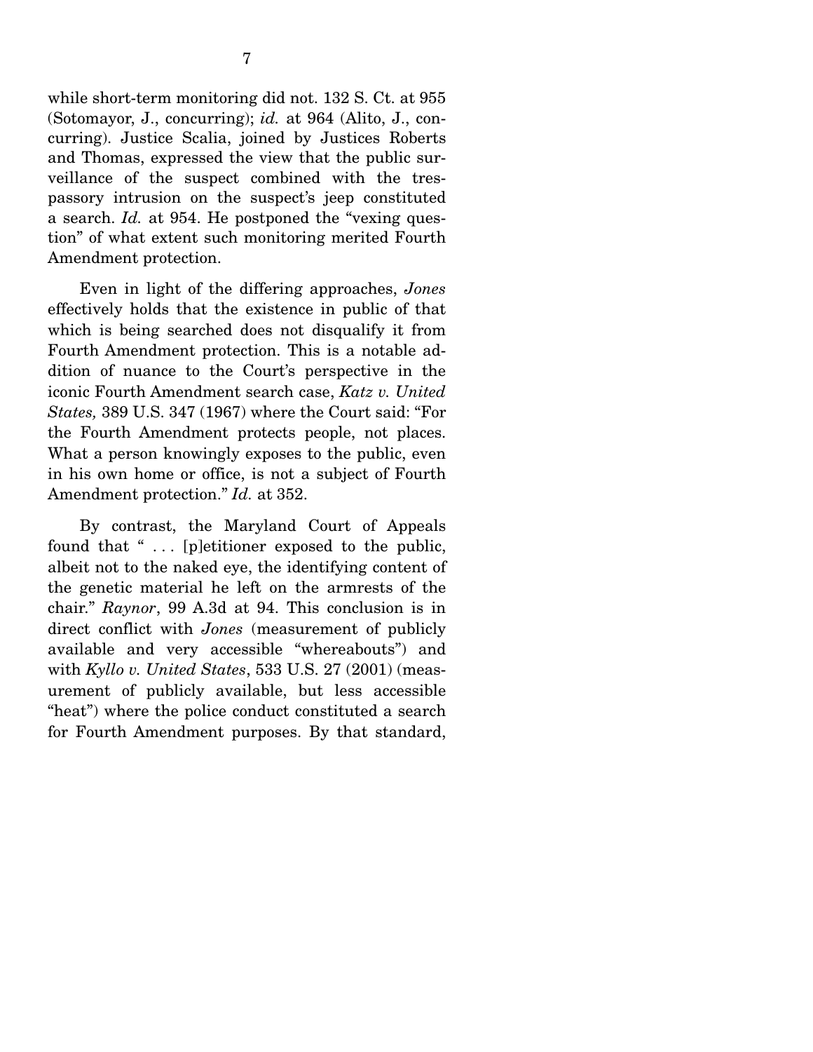while short-term monitoring did not. 132 S. Ct. at 955 (Sotomayor, J., concurring); *id.* at 964 (Alito, J., concurring). Justice Scalia, joined by Justices Roberts and Thomas, expressed the view that the public surveillance of the suspect combined with the trespassory intrusion on the suspect's jeep constituted a search. *Id.* at 954. He postponed the "vexing question" of what extent such monitoring merited Fourth Amendment protection.

Even in light of the differing approaches, *Jones* effectively holds that the existence in public of that which is being searched does not disqualify it from Fourth Amendment protection. This is a notable addition of nuance to the Court's perspective in the iconic Fourth Amendment search case, *Katz v. United States,* 389 U.S. 347 (1967) where the Court said: "For the Fourth Amendment protects people, not places. What a person knowingly exposes to the public, even in his own home or office, is not a subject of Fourth Amendment protection." *Id.* at 352.

By contrast, the Maryland Court of Appeals found that " . . . [p]etitioner exposed to the public, albeit not to the naked eye, the identifying content of the genetic material he left on the armrests of the chair." *Raynor*, 99 A.3d at 94. This conclusion is in direct conflict with *Jones* (measurement of publicly available and very accessible "whereabouts") and with *Kyllo v. United States*, 533 U.S. 27 (2001) (measurement of publicly available, but less accessible "heat") where the police conduct constituted a search for Fourth Amendment purposes. By that standard,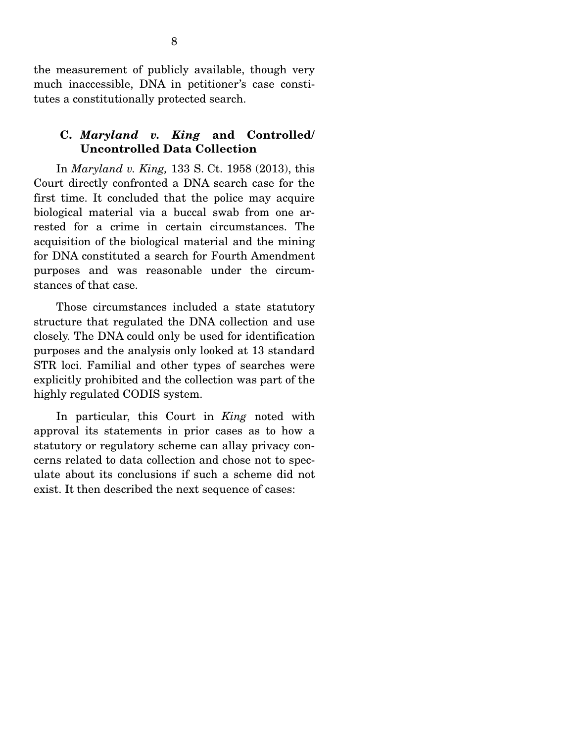the measurement of publicly available, though very much inaccessible, DNA in petitioner's case constitutes a constitutionally protected search.

### C. *Maryland v. King* and Controlled/ Uncontrolled Data Collection

In *Maryland v. King,* 133 S. Ct. 1958 (2013), this Court directly confronted a DNA search case for the first time. It concluded that the police may acquire biological material via a buccal swab from one arrested for a crime in certain circumstances. The acquisition of the biological material and the mining for DNA constituted a search for Fourth Amendment purposes and was reasonable under the circumstances of that case.

Those circumstances included a state statutory structure that regulated the DNA collection and use closely. The DNA could only be used for identification purposes and the analysis only looked at 13 standard STR loci. Familial and other types of searches were explicitly prohibited and the collection was part of the highly regulated CODIS system.

In particular, this Court in *King* noted with approval its statements in prior cases as to how a statutory or regulatory scheme can allay privacy concerns related to data collection and chose not to speculate about its conclusions if such a scheme did not exist. It then described the next sequence of cases: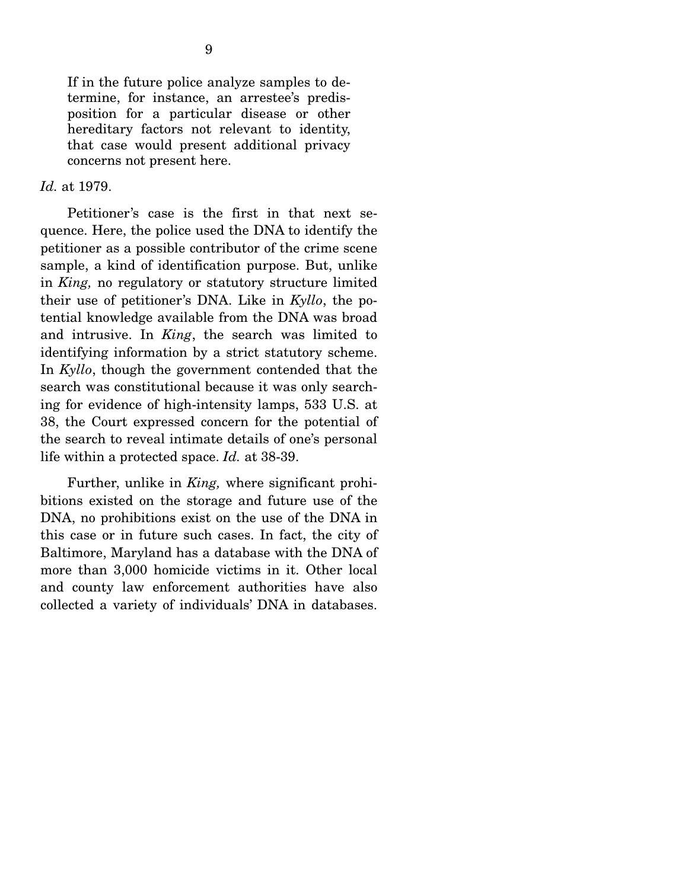> If in the future police analyze samples to determine, for instance, an arrestee's predisposition for a particular disease or other hereditary factors not relevant to identity, that case would present additional privacy concerns not present here.

*Id.* at 1979.

Petitioner's case is the first in that next sequence. Here, the police used the DNA to identify the petitioner as a possible contributor of the crime scene sample, a kind of identification purpose. But, unlike in *King,* no regulatory or statutory structure limited their use of petitioner's DNA. Like in *Kyllo*, the potential knowledge available from the DNA was broad and intrusive. In *King*, the search was limited to identifying information by a strict statutory scheme. In *Kyllo*, though the government contended that the search was constitutional because it was only searching for evidence of high-intensity lamps, 533 U.S. at 38, the Court expressed concern for the potential of the search to reveal intimate details of one's personal life within a protected space. *Id.* at 38-39.

Further, unlike in *King,* where significant prohibitions existed on the storage and future use of the DNA, no prohibitions exist on the use of the DNA in this case or in future such cases. In fact, the city of Baltimore, Maryland has a database with the DNA of more than 3,000 homicide victims in it. Other local and county law enforcement authorities have also collected a variety of individuals' DNA in databases.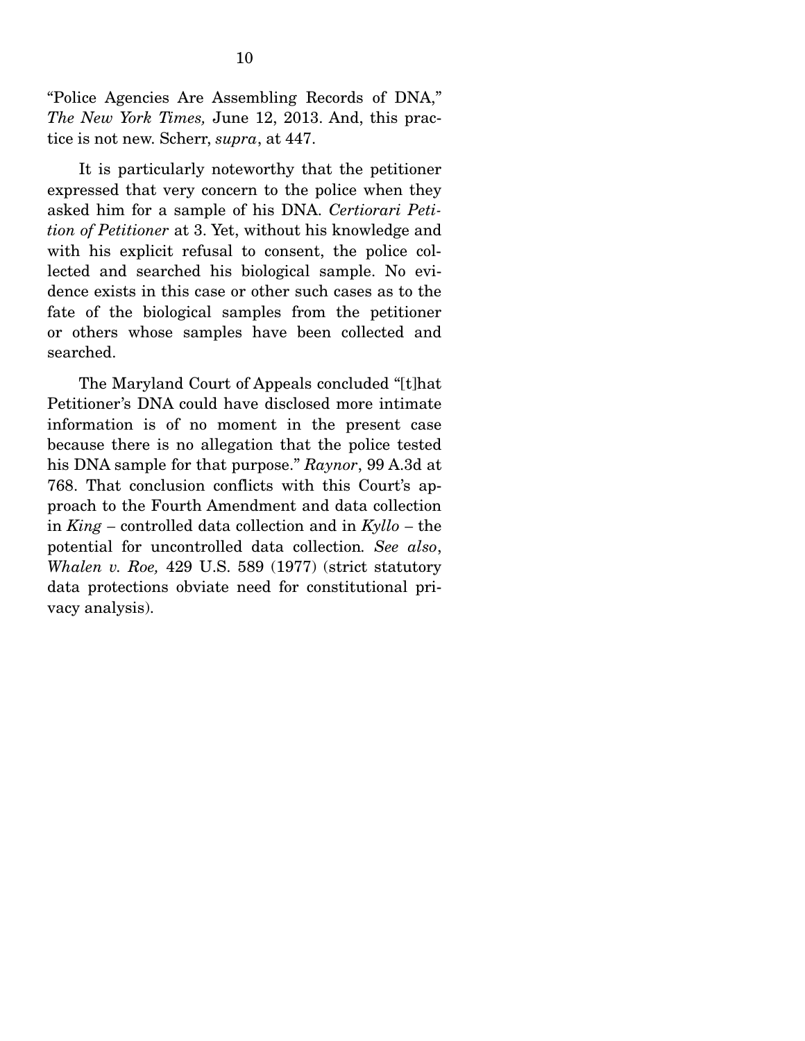"Police Agencies Are Assembling Records of DNA," *The New York Times,* June 12, 2013. And, this practice is not new. Scherr, *supra*, at 447.

It is particularly noteworthy that the petitioner expressed that very concern to the police when they asked him for a sample of his DNA. *Certiorari Petition of Petitioner* at 3. Yet, without his knowledge and with his explicit refusal to consent, the police collected and searched his biological sample. No evidence exists in this case or other such cases as to the fate of the biological samples from the petitioner or others whose samples have been collected and searched.

The Maryland Court of Appeals concluded "[t]hat Petitioner's DNA could have disclosed more intimate information is of no moment in the present case because there is no allegation that the police tested his DNA sample for that purpose." *Raynor*, 99 A.3d at 768. That conclusion conflicts with this Court's approach to the Fourth Amendment and data collection in *King* – controlled data collection and in *Kyllo* – the potential for uncontrolled data collection*. See also*, *Whalen v. Roe,* 429 U.S. 589 (1977) (strict statutory data protections obviate need for constitutional privacy analysis).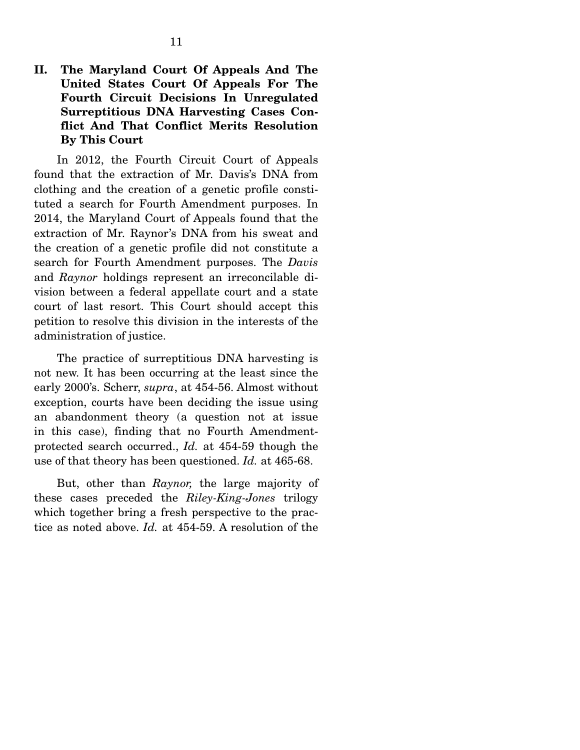## II. The Maryland Court Of Appeals And The United States Court Of Appeals For The Fourth Circuit Decisions In Unregulated Surreptitious DNA Harvesting Cases Conflict And That Conflict Merits Resolution By This Court

In 2012, the Fourth Circuit Court of Appeals found that the extraction of Mr. Davis's DNA from clothing and the creation of a genetic profile constituted a search for Fourth Amendment purposes. In 2014, the Maryland Court of Appeals found that the extraction of Mr. Raynor's DNA from his sweat and the creation of a genetic profile did not constitute a search for Fourth Amendment purposes. The *Davis* and *Raynor* holdings represent an irreconcilable division between a federal appellate court and a state court of last resort. This Court should accept this petition to resolve this division in the interests of the administration of justice.

The practice of surreptitious DNA harvesting is not new. It has been occurring at the least since the early 2000's. Scherr, *supra*, at 454-56. Almost without exception, courts have been deciding the issue using an abandonment theory (a question not at issue in this case), finding that no Fourth Amendment-protected search occurred., *Id.* at 454-59 though the use of that theory has been questioned. *Id.* at 465-68.

But, other than *Raynor,* the large majority of these cases preceded the *Riley-King-Jones* trilogy which together bring a fresh perspective to the practice as noted above. *Id.* at 454-59. A resolution of the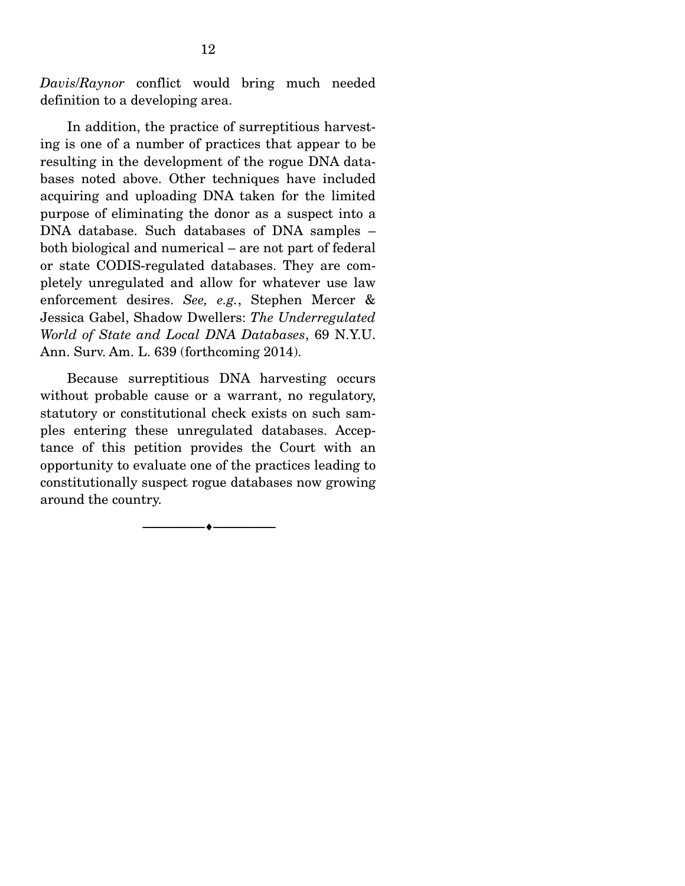*Davis/Raynor* conflict would bring much needed definition to a developing area.

In addition, the practice of surreptitious harvesting is one of a number of practices that appear to be resulting in the development of the rogue DNA databases noted above. Other techniques have included acquiring and uploading DNA taken for the limited purpose of eliminating the donor as a suspect into a DNA database. Such databases of DNA samples – both biological and numerical – are not part of federal or state CODIS-regulated databases. They are completely unregulated and allow for whatever use law enforcement desires. *See, e.g.*, Stephen Mercer & Jessica Gabel, Shadow Dwellers: *The Underregulated World of State and Local DNA Databases*, 69 N.Y.U. Ann. Surv. Am. L. 639 (forthcoming 2014).

Because surreptitious DNA harvesting occurs without probable cause or a warrant, no regulatory, statutory or constitutional check exists on such samples entering these unregulated databases. Acceptance of this petition provides the Court with an opportunity to evaluate one of the practices leading to constitutionally suspect rogue databases now growing around the country.

---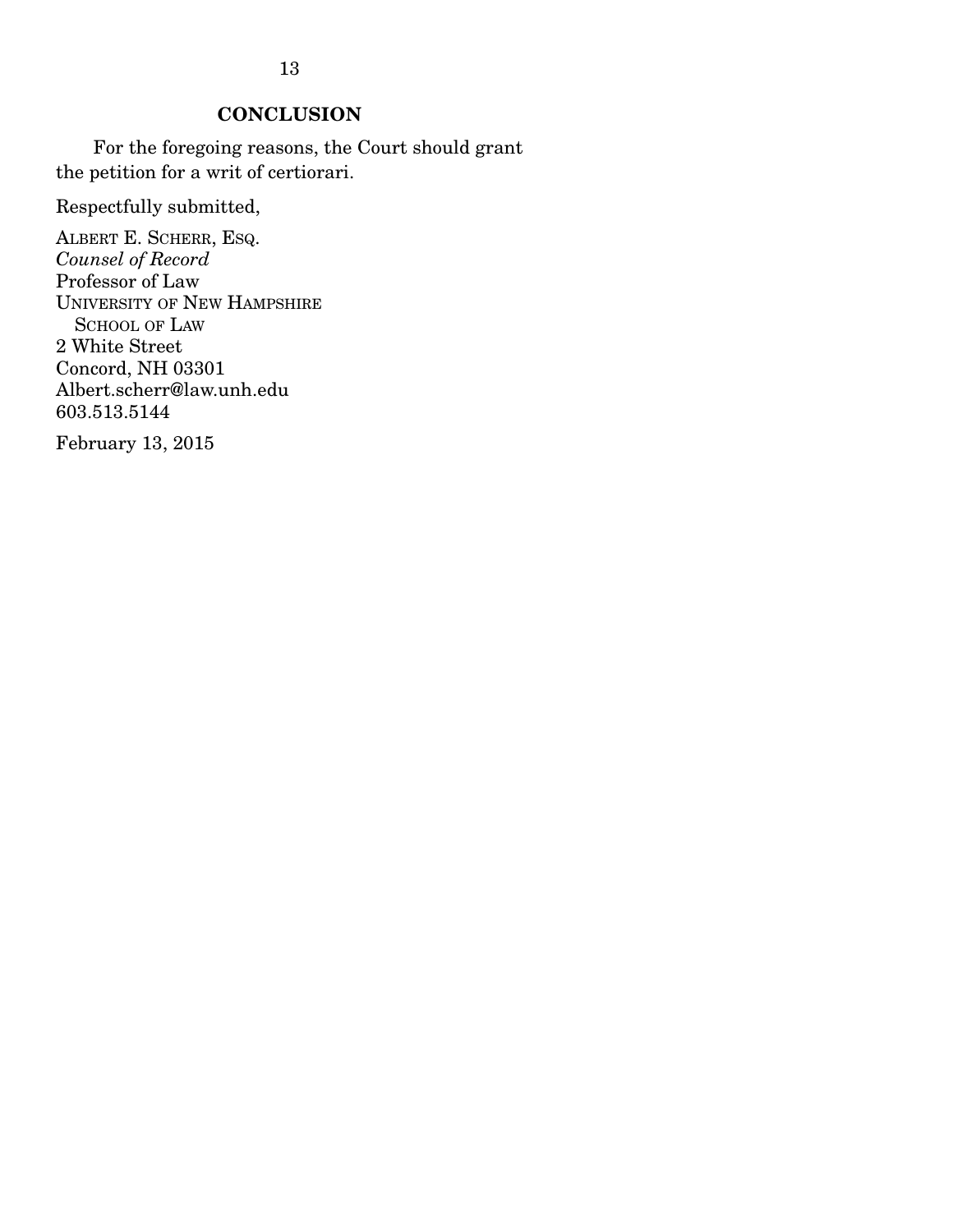## CONCLUSION

For the foregoing reasons, the Court should grant the petition for a writ of certiorari.

Respectfully submitted,

ALBERT E. SCHERR, ESQ.
*Counsel of Record*
Professor of Law
UNIVERSITY OF NEW HAMPSHIRE
SCHOOL OF LAW
2 White Street
Concord, NH 03301
Albert.scherr@law.unh.edu
603.513.5144

February 13, 2015